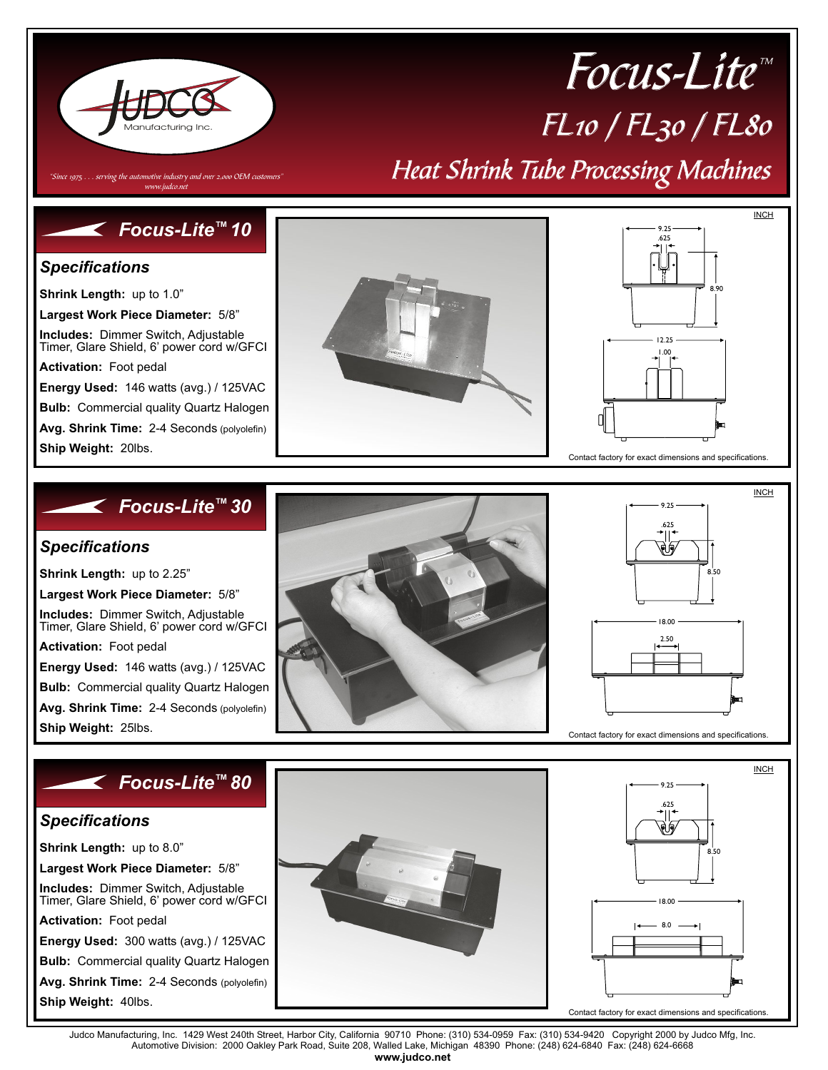# Focus-Lite™

## FL10 / FL30 / FL80

## Heat Shrink Tube Processing Machines

JUDCO Manufacturing Inc.

*"Since 1975 . . . serving the automotive industry and over 2,000 OEM customers"*
*www.judco.net*

## Focus-Lite™ 10

### Specifications

**Shrink Length:** up to 1.0"

**Largest Work Piece Diameter:** 5/8"

**Includes:** Dimmer Switch, Adjustable Timer, Glare Shield, 6' power cord w/GFCI

**Activation:** Foot pedal

**Energy Used:** 146 watts (avg.) / 125VAC

**Bulb:** Commercial quality Quartz Halogen

**Avg. Shrink Time:** 2-4 Seconds (polyolefin)

**Ship Weight:** 20lbs.

INCH

9.25, .625, 8.90, 12.25, 1.00

Contact factory for exact dimensions and specifications.

## Focus-Lite™ 30

### Specifications

**Shrink Length:** up to 2.25"

**Largest Work Piece Diameter:** 5/8"

**Includes:** Dimmer Switch, Adjustable Timer, Glare Shield, 6' power cord w/GFCI

**Activation:** Foot pedal

**Energy Used:** 146 watts (avg.) / 125VAC

**Bulb:** Commercial quality Quartz Halogen

**Avg. Shrink Time:** 2-4 Seconds (polyolefin)

**Ship Weight:** 25lbs.

INCH

9.25, .625, 8.50, 18.00, 2.50

Contact factory for exact dimensions and specifications.

## Focus-Lite™ 80

### Specifications

**Shrink Length:** up to 8.0"

**Largest Work Piece Diameter:** 5/8"

**Includes:** Dimmer Switch, Adjustable Timer, Glare Shield, 6' power cord w/GFCI

**Activation:** Foot pedal

**Energy Used:** 300 watts (avg.) / 125VAC

**Bulb:** Commercial quality Quartz Halogen

**Avg. Shrink Time:** 2-4 Seconds (polyolefin)

**Ship Weight:** 40lbs.

INCH

9.25, .625, 8.50, 18.00, 8.0

Contact factory for exact dimensions and specifications.

Judco Manufacturing, Inc. 1429 West 240th Street, Harbor City, California 90710 Phone: (310) 534-0959 Fax: (310) 534-9420 Copyright 2000 by Judco Mfg, Inc.
Automotive Division: 2000 Oakley Park Road, Suite 208, Walled Lake, Michigan 48390 Phone: (248) 624-6840 Fax: (248) 624-6668
**www.judco.net**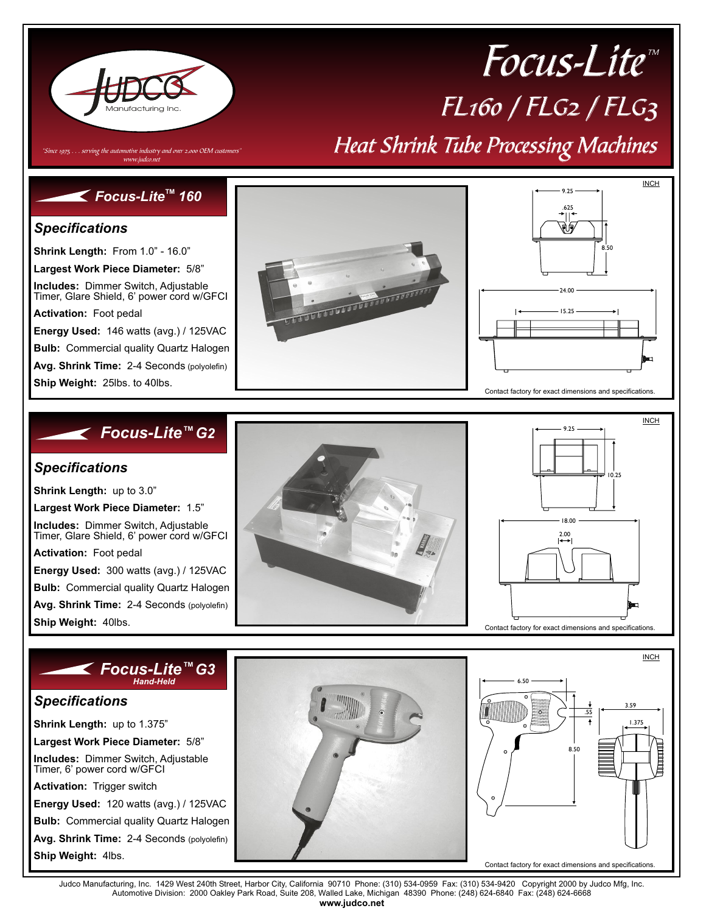# Focus-Lite™

## FL160 / FLG2 / FLG3

## Heat Shrink Tube Processing Machines

JUDCO Manufacturing Inc.

*"Since 1975 . . . serving the automotive industry and over 2,000 OEM customers"*
*www.judco.net*

## Focus-Lite™ 160

### Specifications

**Shrink Length:** From 1.0" - 16.0"

**Largest Work Piece Diameter:** 5/8"

**Includes:** Dimmer Switch, Adjustable Timer, Glare Shield, 6' power cord w/GFCI

**Activation:** Foot pedal

**Energy Used:** 146 watts (avg.) / 125VAC

**Bulb:** Commercial quality Quartz Halogen

**Avg. Shrink Time:** 2-4 Seconds (polyolefin)

**Ship Weight:** 25lbs. to 40lbs.

INCH

9.25

.625

8.50

24.00

15.25

Contact factory for exact dimensions and specifications.

## Focus-Lite™ G2

### Specifications

**Shrink Length:** up to 3.0"

**Largest Work Piece Diameter:** 1.5"

**Includes:** Dimmer Switch, Adjustable Timer, Glare Shield, 6' power cord w/GFCI

**Activation:** Foot pedal

**Energy Used:** 300 watts (avg.) / 125VAC

**Bulb:** Commercial quality Quartz Halogen

**Avg. Shrink Time:** 2-4 Seconds (polyolefin)

**Ship Weight:** 40lbs.

INCH

9.25

10.25

18.00

2.00

Contact factory for exact dimensions and specifications.

## Focus-Lite™ G3
*Hand-Held*

### Specifications

**Shrink Length:** up to 1.375"

**Largest Work Piece Diameter:** 5/8"

**Includes:** Dimmer Switch, Adjustable Timer, 6' power cord w/GFCI

**Activation:** Trigger switch

**Energy Used:** 120 watts (avg.) / 125VAC

**Bulb:** Commercial quality Quartz Halogen

**Avg. Shrink Time:** 2-4 Seconds (polyolefin)

**Ship Weight:** 4lbs.

INCH

6.50

.55

8.50

3.59

1.375

Contact factory for exact dimensions and specifications.

Judco Manufacturing, Inc. 1429 West 240th Street, Harbor City, California 90710 Phone: (310) 534-0959 Fax: (310) 534-9420 Copyright 2000 by Judco Mfg, Inc.
Automotive Division: 2000 Oakley Park Road, Suite 208, Walled Lake, Michigan 48390 Phone: (248) 624-6840 Fax: (248) 624-6668
**www.judco.net**